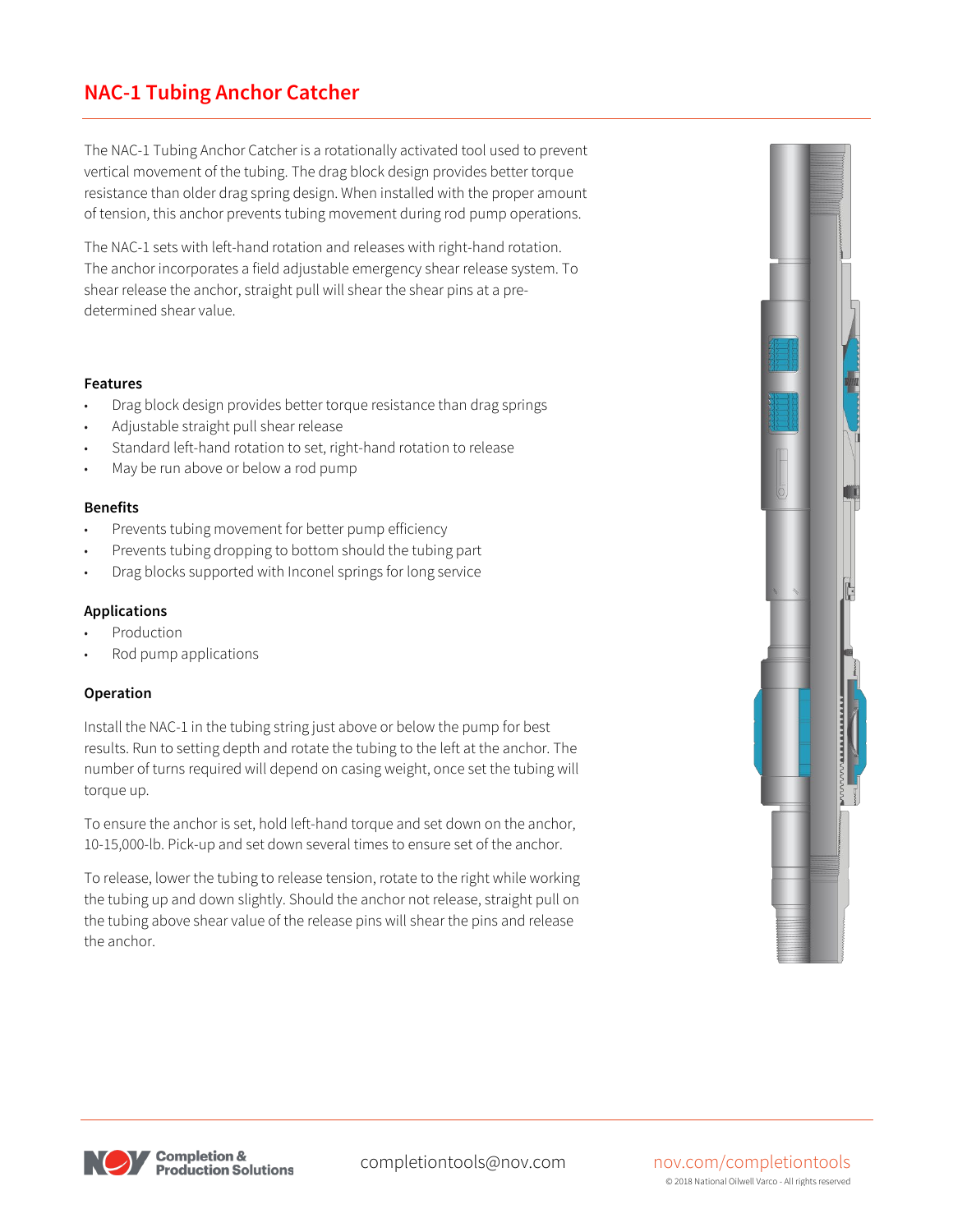# NAC-1 Tubing Anchor Catcher

The NAC-1 Tubing Anchor Catcher is a rotationally activated tool used to prevent vertical movement of the tubing. The drag block design provides better torque resistance than older drag spring design. When installed with the proper amount of tension, this anchor prevents tubing movement during rod pump operations.

The NAC-1 sets with left-hand rotation and releases with right-hand rotation. The anchor incorporates a field adjustable emergency shear release system. To shear release the anchor, straight pull will shear the shear pins at a pre-determined shear value.

### Features

- Drag block design provides better torque resistance than drag springs
- Adjustable straight pull shear release
- Standard left-hand rotation to set, right-hand rotation to release
- May be run above or below a rod pump

### Benefits

- Prevents tubing movement for better pump efficiency
- Prevents tubing dropping to bottom should the tubing part
- Drag blocks supported with Inconel springs for long service

### Applications

- Production
- Rod pump applications

### Operation

Install the NAC-1 in the tubing string just above or below the pump for best results. Run to setting depth and rotate the tubing to the left at the anchor. The number of turns required will depend on casing weight, once set the tubing will torque up.

To ensure the anchor is set, hold left-hand torque and set down on the anchor, 10-15,000-lb. Pick-up and set down several times to ensure set of the anchor.

To release, lower the tubing to release tension, rotate to the right while working the tubing up and down slightly. Should the anchor not release, straight pull on the tubing above shear value of the release pins will shear the pins and release the anchor.

Completion & Production Solutions

completiontools@nov.com

nov.com/completiontools

© 2018 National Oilwell Varco - All rights reserved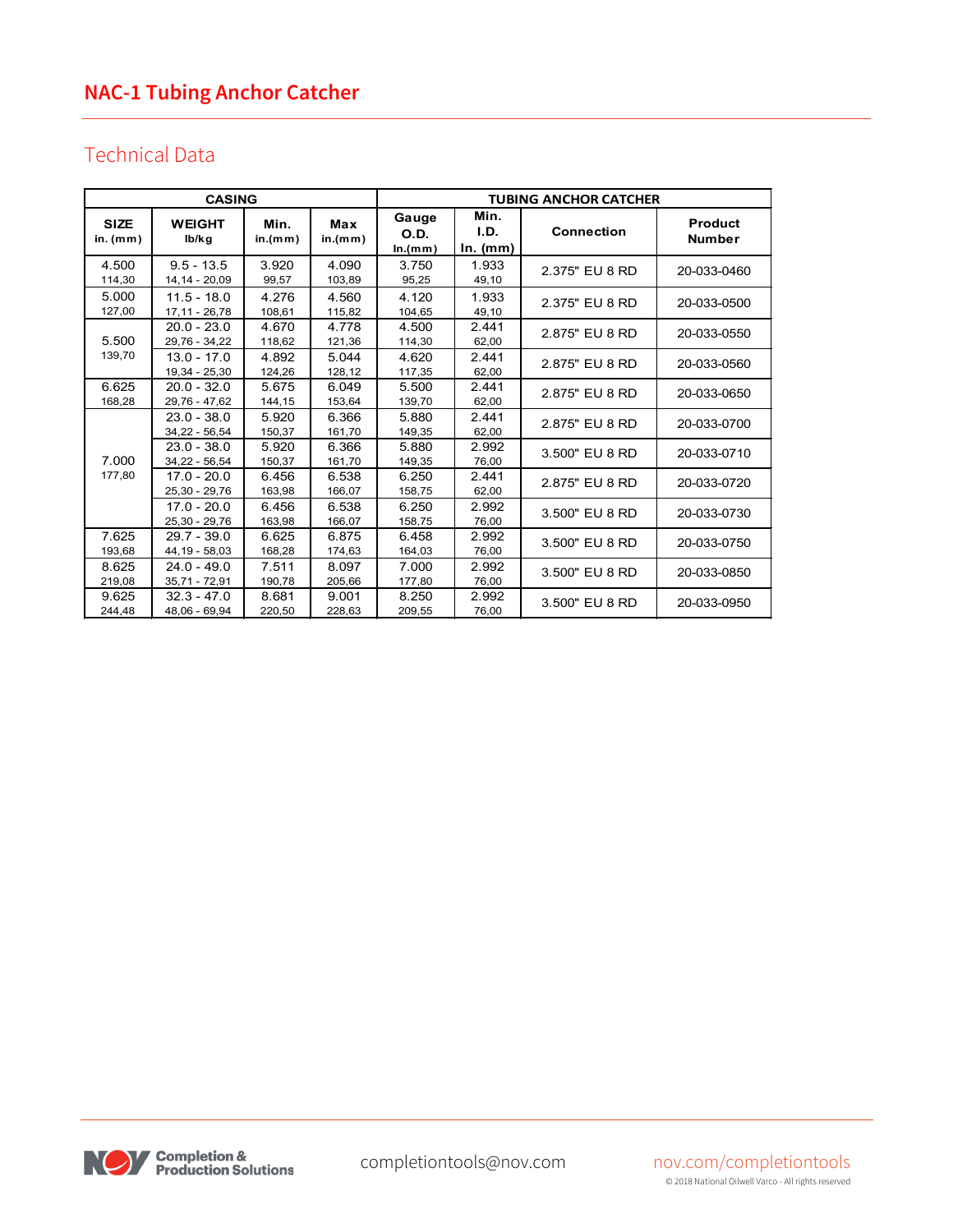# NAC-1 Tubing Anchor Catcher

## Technical Data

| CASING | | | | TUBING ANCHOR CATCHER | | | |
|---|---|---|---|---|---|---|---|
| SIZE in. (mm) | WEIGHT lb/kg | Min. in.(mm) | Max in.(mm) | Gauge O.D. In.(mm) | Min. I.D. In. (mm) | Connection | Product Number |
| 4.500 114,30 | 9.5 - 13.5 14,14 - 20,09 | 3.920 99,57 | 4.090 103,89 | 3.750 95,25 | 1.933 49,10 | 2.375" EU 8 RD | 20-033-0460 |
| 5.000 127,00 | 11.5 - 18.0 17,11 - 26,78 | 4.276 108,61 | 4.560 115,82 | 4.120 104,65 | 1.933 49,10 | 2.375" EU 8 RD | 20-033-0500 |
| 5.500 139,70 | 20.0 - 23.0 29,76 - 34,22 | 4.670 118,62 | 4.778 121,36 | 4.500 114,30 | 2.441 62,00 | 2.875" EU 8 RD | 20-033-0550 |
| | 13.0 - 17.0 19,34 - 25,30 | 4.892 124,26 | 5.044 128,12 | 4.620 117,35 | 2.441 62,00 | 2.875" EU 8 RD | 20-033-0560 |
| 6.625 168,28 | 20.0 - 32.0 29,76 - 47,62 | 5.675 144,15 | 6.049 153,64 | 5.500 139,70 | 2.441 62,00 | 2.875" EU 8 RD | 20-033-0650 |
| 7.000 177,80 | 23.0 - 38.0 34,22 - 56,54 | 5.920 150,37 | 6.366 161,70 | 5.880 149,35 | 2.441 62,00 | 2.875" EU 8 RD | 20-033-0700 |
| | 23.0 - 38.0 34,22 - 56,54 | 5.920 150,37 | 6.366 161,70 | 5.880 149,35 | 2.992 76,00 | 3.500" EU 8 RD | 20-033-0710 |
| | 17.0 - 20.0 25,30 - 29,76 | 6.456 163,98 | 6.538 166,07 | 6.250 158,75 | 2.441 62,00 | 2.875" EU 8 RD | 20-033-0720 |
| | 17.0 - 20.0 25,30 - 29,76 | 6.456 163,98 | 6.538 166,07 | 6.250 158,75 | 2.992 76,00 | 3.500" EU 8 RD | 20-033-0730 |
| 7.625 193,68 | 29.7 - 39.0 44,19 - 58,03 | 6.625 168,28 | 6.875 174,63 | 6.458 164,03 | 2.992 76,00 | 3.500" EU 8 RD | 20-033-0750 |
| 8.625 219,08 | 24.0 - 49.0 35,71 - 72,91 | 7.511 190,78 | 8.097 205,66 | 7.000 177,80 | 2.992 76,00 | 3.500" EU 8 RD | 20-033-0850 |
| 9.625 244,48 | 32.3 - 47.0 48,06 - 69,94 | 8.681 220,50 | 9.001 228,63 | 8.250 209,55 | 2.992 76,00 | 3.500" EU 8 RD | 20-033-0950 |

NOV Completion & Production Solutions

completiontools@nov.com

nov.com/completiontools

© 2018 National Oilwell Varco - All rights reserved